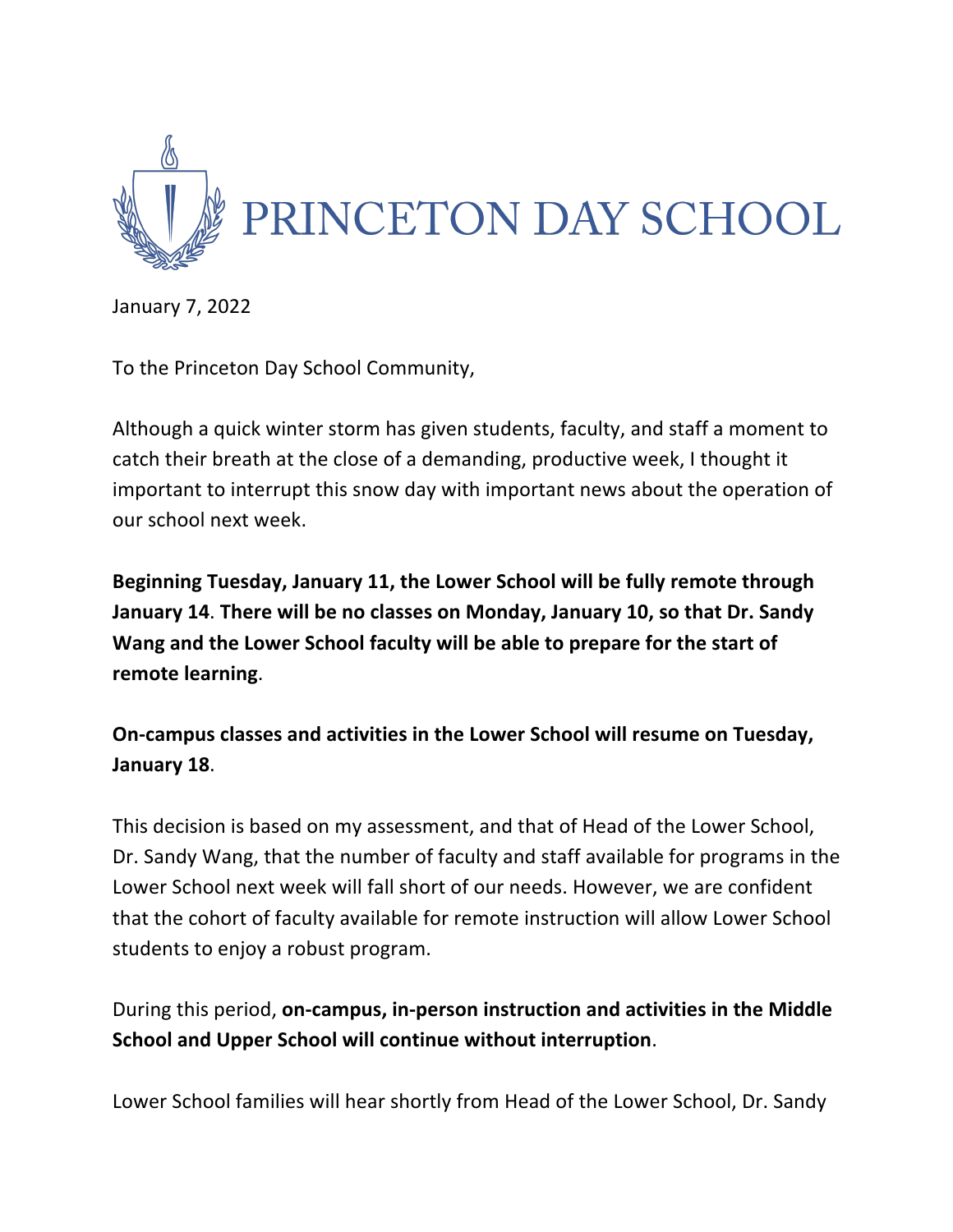# PRINCETON DAY SCHOOL

January 7, 2022

To the Princeton Day School Community,

Although a quick winter storm has given students, faculty, and staff a moment to catch their breath at the close of a demanding, productive week, I thought it important to interrupt this snow day with important news about the operation of our school next week.

**Beginning Tuesday, January 11, the Lower School will be fully remote through January 14**. **There will be no classes on Monday, January 10, so that Dr. Sandy Wang and the Lower School faculty will be able to prepare for the start of remote learning**.

**On-campus classes and activities in the Lower School will resume on Tuesday, January 18**.

This decision is based on my assessment, and that of Head of the Lower School, Dr. Sandy Wang, that the number of faculty and staff available for programs in the Lower School next week will fall short of our needs. However, we are confident that the cohort of faculty available for remote instruction will allow Lower School students to enjoy a robust program.

During this period, **on-campus, in-person instruction and activities in the Middle School and Upper School will continue without interruption**.

Lower School families will hear shortly from Head of the Lower School, Dr. Sandy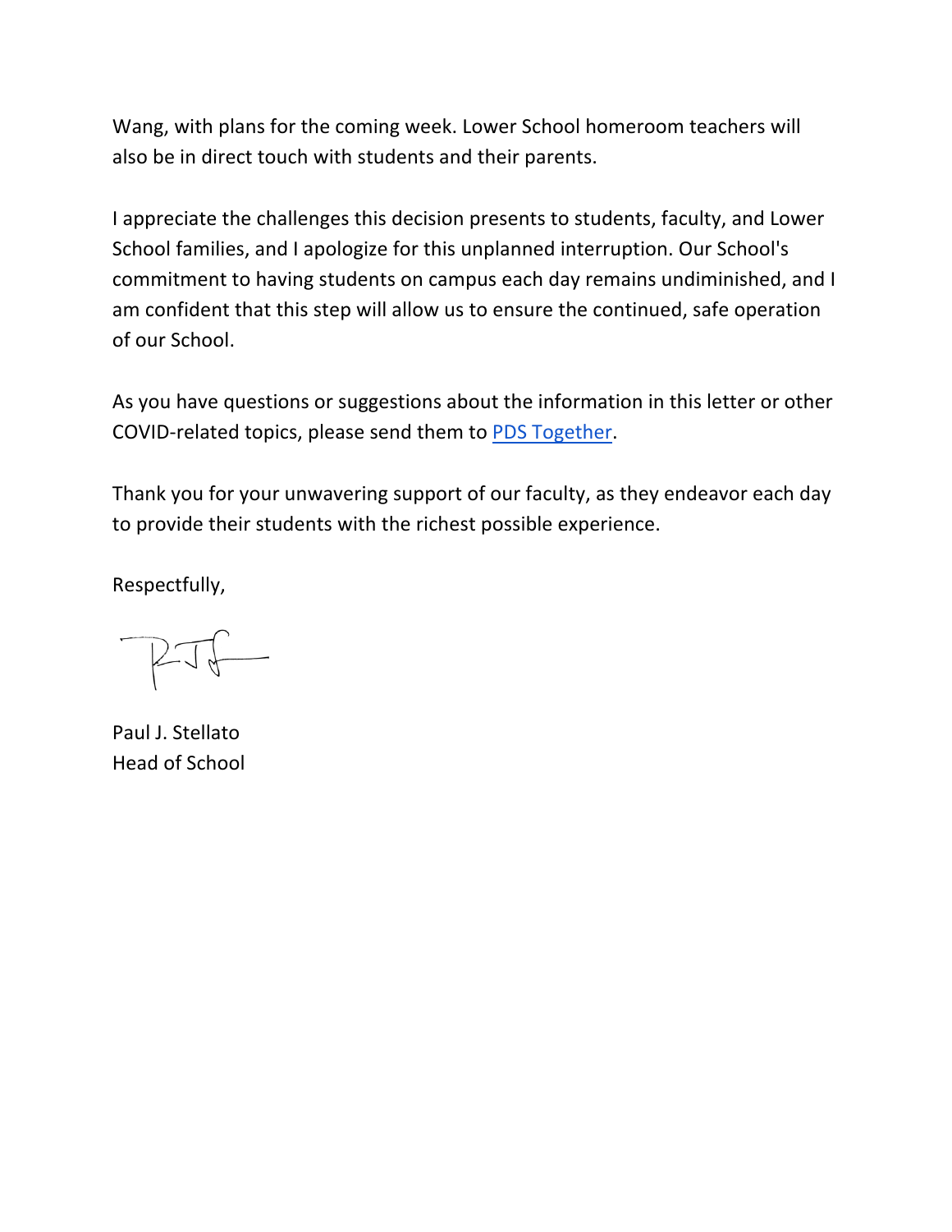Wang, with plans for the coming week. Lower School homeroom teachers will also be in direct touch with students and their parents.

I appreciate the challenges this decision presents to students, faculty, and Lower School families, and I apologize for this unplanned interruption. Our School's commitment to having students on campus each day remains undiminished, and I am confident that this step will allow us to ensure the continued, safe operation of our School.

As you have questions or suggestions about the information in this letter or other COVID-related topics, please send them to PDS Together.

Thank you for your unwavering support of our faculty, as they endeavor each day to provide their students with the richest possible experience.

Respectfully,

Paul J. Stellato
Head of School